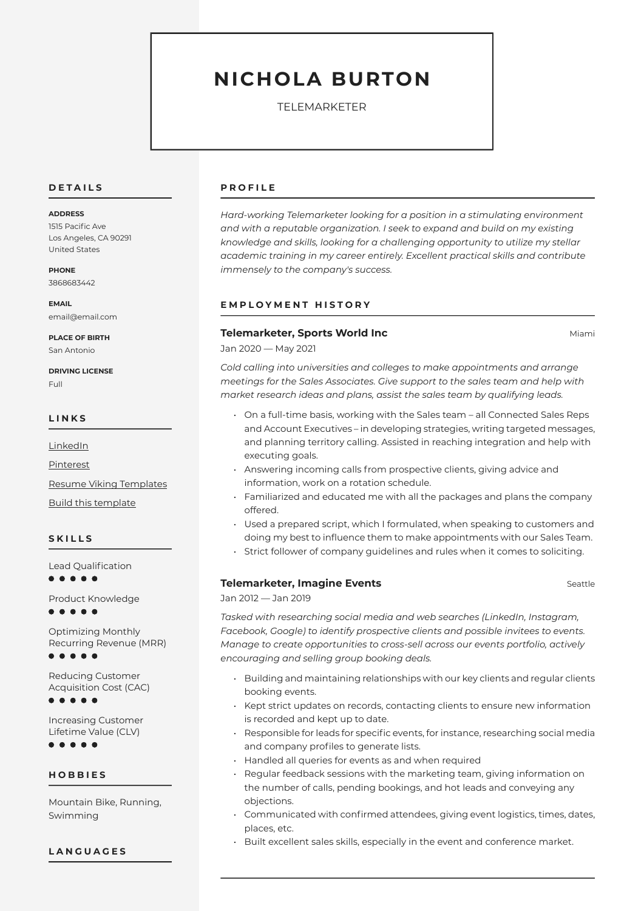# NICHOLA BURTON

TELEMARKETER

## DETAILS

**ADDRESS**
1515 Pacific Ave
Los Angeles, CA 90291
United States

**PHONE**
3868683442

**EMAIL**
email@email.com

**PLACE OF BIRTH**
San Antonio

**DRIVING LICENSE**
Full

## LINKS

LinkedIn

Pinterest

Resume Viking Templates

Build this template

## SKILLS

Lead Qualification
●●●●●

Product Knowledge
●●●●●

Optimizing Monthly Recurring Revenue (MRR)
●●●●●

Reducing Customer Acquisition Cost (CAC)
●●●●●

Increasing Customer Lifetime Value (CLV)
●●●●●

## HOBBIES

Mountain Bike, Running, Swimming

## LANGUAGES

## PROFILE

*Hard-working Telemarketer looking for a position in a stimulating environment and with a reputable organization. I seek to expand and build on my existing knowledge and skills, looking for a challenging opportunity to utilize my stellar academic training in my career entirely. Excellent practical skills and contribute immensely to the company's success.*

## EMPLOYMENT HISTORY

### Telemarketer, Sports World Inc — Miami

Jan 2020 — May 2021

*Cold calling into universities and colleges to make appointments and arrange meetings for the Sales Associates. Give support to the sales team and help with market research ideas and plans, assist the sales team by qualifying leads.*

- On a full-time basis, working with the Sales team – all Connected Sales Reps and Account Executives – in developing strategies, writing targeted messages, and planning territory calling. Assisted in reaching integration and help with executing goals.
- Answering incoming calls from prospective clients, giving advice and information, work on a rotation schedule.
- Familiarized and educated me with all the packages and plans the company offered.
- Used a prepared script, which I formulated, when speaking to customers and doing my best to influence them to make appointments with our Sales Team.
- Strict follower of company guidelines and rules when it comes to soliciting.

### Telemarketer, Imagine Events — Seattle

Jan 2012 — Jan 2019

*Tasked with researching social media and web searches (LinkedIn, Instagram, Facebook, Google) to identify prospective clients and possible invitees to events. Manage to create opportunities to cross-sell across our events portfolio, actively encouraging and selling group booking deals.*

- Building and maintaining relationships with our key clients and regular clients booking events.
- Kept strict updates on records, contacting clients to ensure new information is recorded and kept up to date.
- Responsible for leads for specific events, for instance, researching social media and company profiles to generate lists.
- Handled all queries for events as and when required
- Regular feedback sessions with the marketing team, giving information on the number of calls, pending bookings, and hot leads and conveying any objections.
- Communicated with confirmed attendees, giving event logistics, times, dates, places, etc.
- Built excellent sales skills, especially in the event and conference market.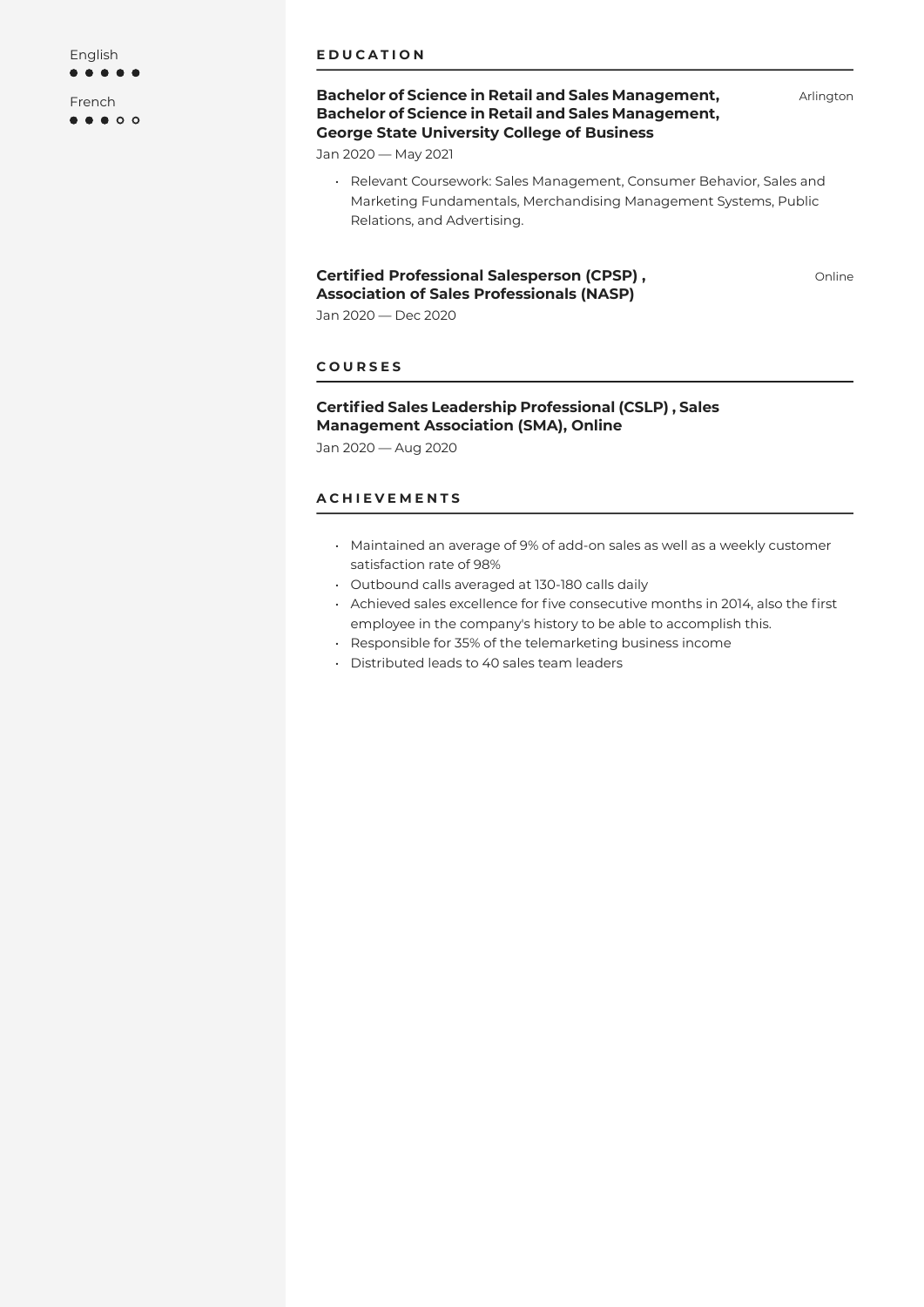English
●●●●●

French
●●●○○

## EDUCATION

**Bachelor of Science in Retail and Sales Management, Bachelor of Science in Retail and Sales Management, George State University College of Business** — Arlington

Jan 2020 — May 2021

- Relevant Coursework: Sales Management, Consumer Behavior, Sales and Marketing Fundamentals, Merchandising Management Systems, Public Relations, and Advertising.

**Certified Professional Salesperson (CPSP) , Association of Sales Professionals (NASP)** — Online

Jan 2020 — Dec 2020

## COURSES

**Certified Sales Leadership Professional (CSLP) , Sales Management Association (SMA), Online**

Jan 2020 — Aug 2020

## ACHIEVEMENTS

- Maintained an average of 9% of add-on sales as well as a weekly customer satisfaction rate of 98%
- Outbound calls averaged at 130-180 calls daily
- Achieved sales excellence for five consecutive months in 2014, also the first employee in the company's history to be able to accomplish this.
- Responsible for 35% of the telemarketing business income
- Distributed leads to 40 sales team leaders